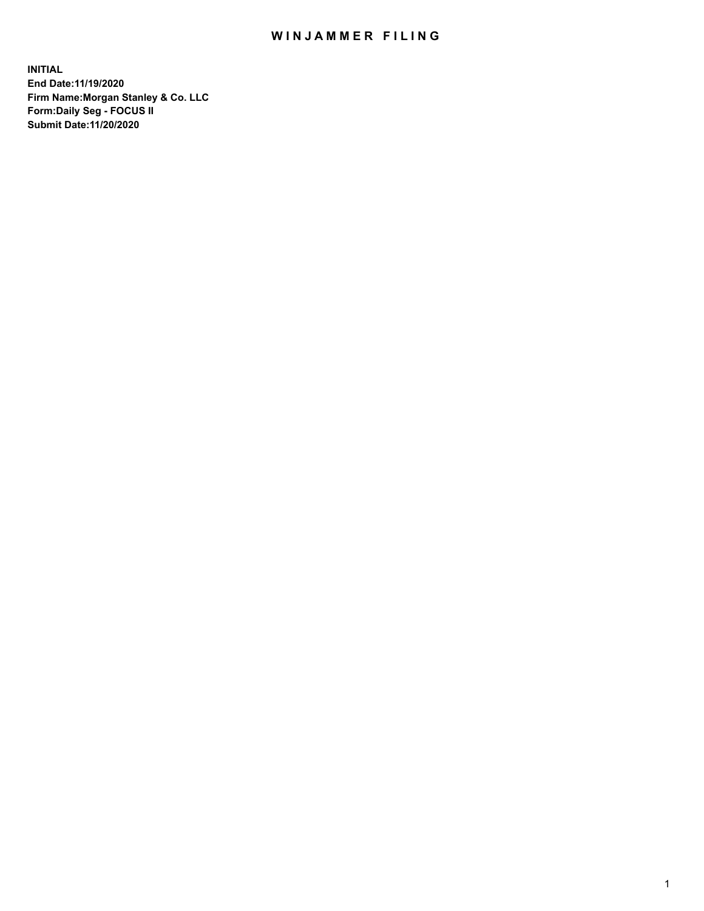# WINJAMMER FILING

**INITIAL**
**End Date:11/19/2020**
**Firm Name:Morgan Stanley & Co. LLC**
**Form:Daily Seg - FOCUS II**
**Submit Date:11/20/2020**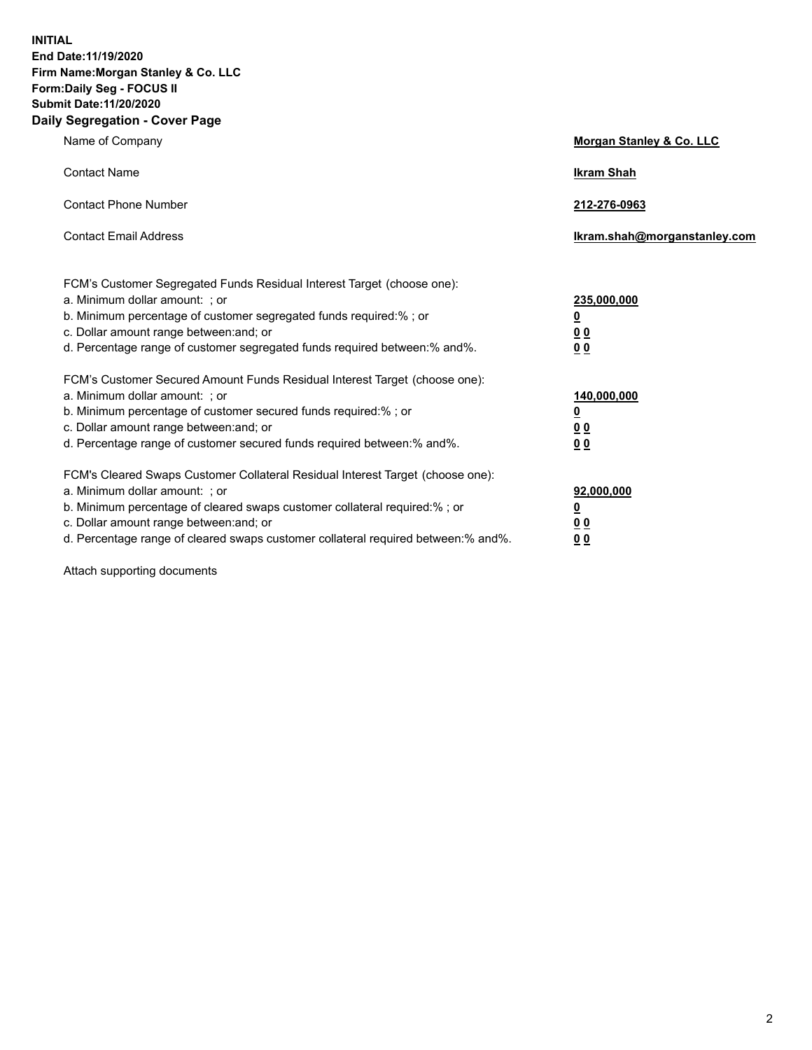**INITIAL**
**End Date:11/19/2020**
**Firm Name:Morgan Stanley & Co. LLC**
**Form:Daily Seg - FOCUS II**
**Submit Date:11/20/2020**

## Daily Segregation - Cover Page

| | |
|---|---|
| Name of Company | **Morgan Stanley & Co. LLC** |
| Contact Name | **Ikram Shah** |
| Contact Phone Number | **212-276-0963** |
| Contact Email Address | **Ikram.shah@morganstanley.com** |

| | |
|---|---|
| FCM's Customer Segregated Funds Residual Interest Target (choose one): | |
| a. Minimum dollar amount: ; or | **235,000,000** |
| b. Minimum percentage of customer segregated funds required:% ; or | **0** |
| c. Dollar amount range between:and; or | **0 0** |
| d. Percentage range of customer segregated funds required between:% and%. | **0 0** |
| FCM's Customer Secured Amount Funds Residual Interest Target (choose one): | |
| a. Minimum dollar amount: ; or | **140,000,000** |
| b. Minimum percentage of customer secured funds required:% ; or | **0** |
| c. Dollar amount range between:and; or | **0 0** |
| d. Percentage range of customer secured funds required between:% and%. | **0 0** |
| FCM's Cleared Swaps Customer Collateral Residual Interest Target (choose one): | |
| a. Minimum dollar amount: ; or | **92,000,000** |
| b. Minimum percentage of cleared swaps customer collateral required:% ; or | **0** |
| c. Dollar amount range between:and; or | **0 0** |
| d. Percentage range of cleared swaps customer collateral required between:% and%. | **0 0** |

Attach supporting documents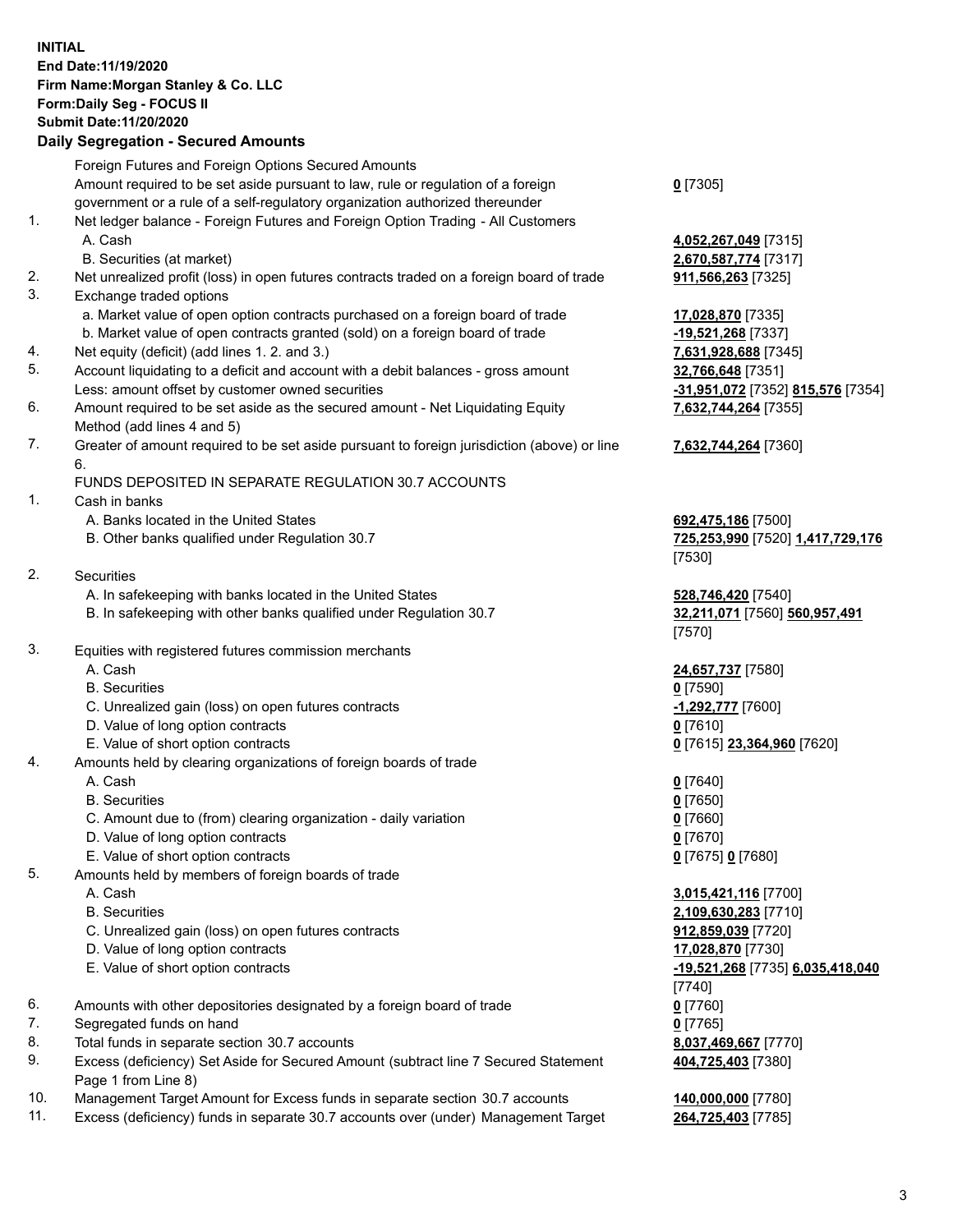**INITIAL**
**End Date:11/19/2020**
**Firm Name:Morgan Stanley & Co. LLC**
**Form:Daily Seg - FOCUS II**
**Submit Date:11/20/2020**

## Daily Segregation - Secured Amounts

| | | |
|---|---|---|
| | Foreign Futures and Foreign Options Secured Amounts | |
| | Amount required to be set aside pursuant to law, rule or regulation of a foreign government or a rule of a self-regulatory organization authorized thereunder | **0** [7305] |
| 1. | Net ledger balance - Foreign Futures and Foreign Option Trading - All Customers | |
| | A. Cash | **4,052,267,049** [7315] |
| | B. Securities (at market) | **2,670,587,774** [7317] |
| 2. | Net unrealized profit (loss) in open futures contracts traded on a foreign board of trade | **911,566,263** [7325] |
| 3. | Exchange traded options | |
| | a. Market value of open option contracts purchased on a foreign board of trade | **17,028,870** [7335] |
| | b. Market value of open contracts granted (sold) on a foreign board of trade | **-19,521,268** [7337] |
| 4. | Net equity (deficit) (add lines 1. 2. and 3.) | **7,631,928,688** [7345] |
| 5. | Account liquidating to a deficit and account with a debit balances - gross amount | **32,766,648** [7351] |
| | Less: amount offset by customer owned securities | **-31,951,072** [7352] **815,576** [7354] |
| 6. | Amount required to be set aside as the secured amount - Net Liquidating Equity Method (add lines 4 and 5) | **7,632,744,264** [7355] |
| 7. | Greater of amount required to be set aside pursuant to foreign jurisdiction (above) or line 6. | **7,632,744,264** [7360] |
| | FUNDS DEPOSITED IN SEPARATE REGULATION 30.7 ACCOUNTS | |
| 1. | Cash in banks | |
| | A. Banks located in the United States | **692,475,186** [7500] |
| | B. Other banks qualified under Regulation 30.7 | **725,253,990** [7520] **1,417,729,176** [7530] |
| 2. | Securities | |
| | A. In safekeeping with banks located in the United States | **528,746,420** [7540] |
| | B. In safekeeping with other banks qualified under Regulation 30.7 | **32,211,071** [7560] **560,957,491** [7570] |
| 3. | Equities with registered futures commission merchants | |
| | A. Cash | **24,657,737** [7580] |
| | B. Securities | **0** [7590] |
| | C. Unrealized gain (loss) on open futures contracts | **-1,292,777** [7600] |
| | D. Value of long option contracts | **0** [7610] |
| | E. Value of short option contracts | **0** [7615] **23,364,960** [7620] |
| 4. | Amounts held by clearing organizations of foreign boards of trade | |
| | A. Cash | **0** [7640] |
| | B. Securities | **0** [7650] |
| | C. Amount due to (from) clearing organization - daily variation | **0** [7660] |
| | D. Value of long option contracts | **0** [7670] |
| | E. Value of short option contracts | **0** [7675] **0** [7680] |
| 5. | Amounts held by members of foreign boards of trade | |
| | A. Cash | **3,015,421,116** [7700] |
| | B. Securities | **2,109,630,283** [7710] |
| | C. Unrealized gain (loss) on open futures contracts | **912,859,039** [7720] |
| | D. Value of long option contracts | **17,028,870** [7730] |
| | E. Value of short option contracts | **-19,521,268** [7735] **6,035,418,040** [7740] |
| 6. | Amounts with other depositories designated by a foreign board of trade | **0** [7760] |
| 7. | Segregated funds on hand | **0** [7765] |
| 8. | Total funds in separate section 30.7 accounts | **8,037,469,667** [7770] |
| 9. | Excess (deficiency) Set Aside for Secured Amount (subtract line 7 Secured Statement Page 1 from Line 8) | **404,725,403** [7380] |
| 10. | Management Target Amount for Excess funds in separate section 30.7 accounts | **140,000,000** [7780] |
| 11. | Excess (deficiency) funds in separate 30.7 accounts over (under) Management Target | **264,725,403** [7785] |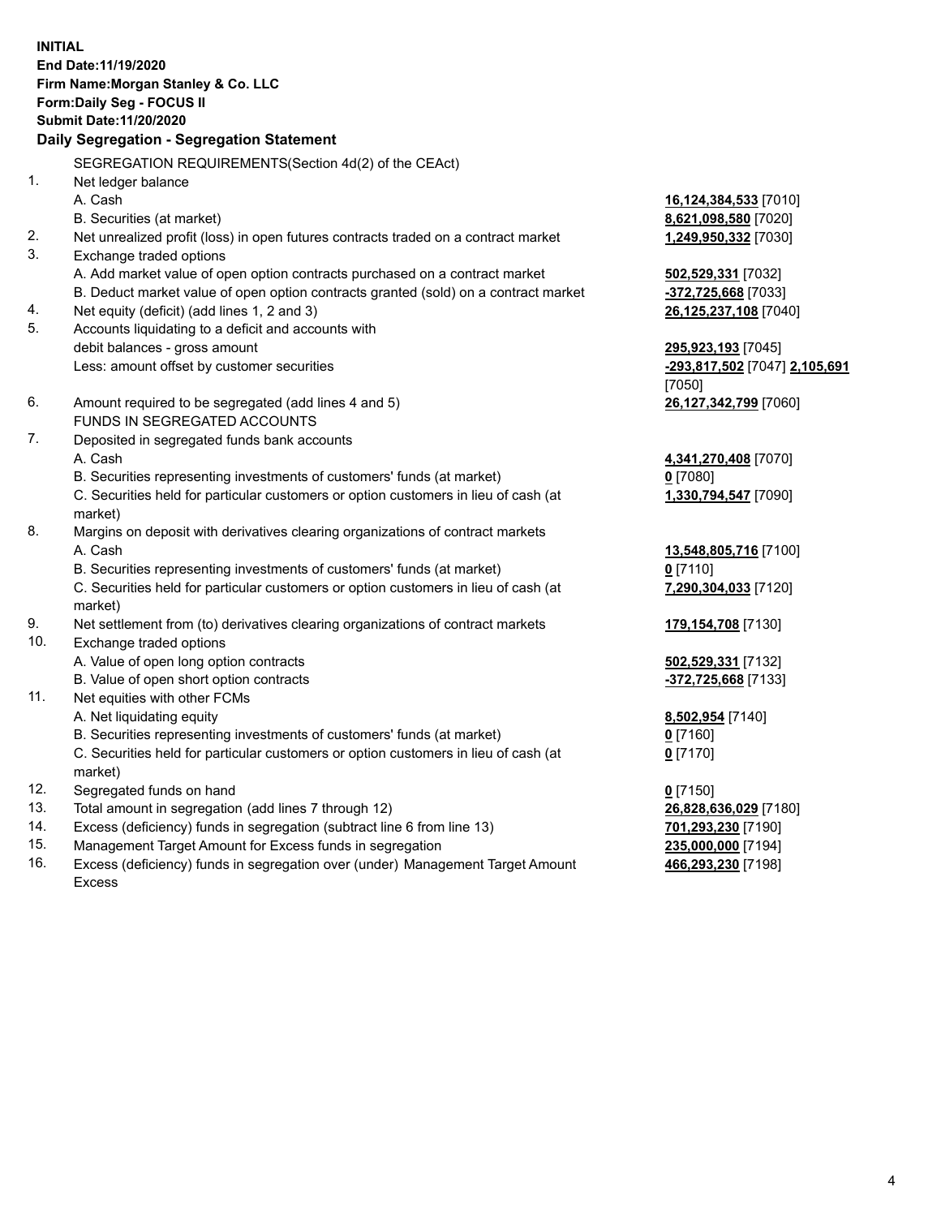**INITIAL**
**End Date:11/19/2020**
**Firm Name:Morgan Stanley & Co. LLC**
**Form:Daily Seg - FOCUS II**
**Submit Date:11/20/2020**

## Daily Segregation - Segregation Statement

SEGREGATION REQUIREMENTS(Section 4d(2) of the CEAct)

| | | |
|---|---|---|
| 1. | Net ledger balance | |
| | A. Cash | **16,124,384,533** [7010] |
| | B. Securities (at market) | **8,621,098,580** [7020] |
| 2. | Net unrealized profit (loss) in open futures contracts traded on a contract market | **1,249,950,332** [7030] |
| 3. | Exchange traded options | |
| | A. Add market value of open option contracts purchased on a contract market | **502,529,331** [7032] |
| | B. Deduct market value of open option contracts granted (sold) on a contract market | **-372,725,668** [7033] |
| 4. | Net equity (deficit) (add lines 1, 2 and 3) | **26,125,237,108** [7040] |
| 5. | Accounts liquidating to a deficit and accounts with debit balances - gross amount | **295,923,193** [7045] |
| | Less: amount offset by customer securities | **-293,817,502** [7047] **2,105,691** [7050] |
| 6. | Amount required to be segregated (add lines 4 and 5) | **26,127,342,799** [7060] |
| | FUNDS IN SEGREGATED ACCOUNTS | |
| 7. | Deposited in segregated funds bank accounts | |
| | A. Cash | **4,341,270,408** [7070] |
| | B. Securities representing investments of customers' funds (at market) | **0** [7080] |
| | C. Securities held for particular customers or option customers in lieu of cash (at market) | **1,330,794,547** [7090] |
| 8. | Margins on deposit with derivatives clearing organizations of contract markets | |
| | A. Cash | **13,548,805,716** [7100] |
| | B. Securities representing investments of customers' funds (at market) | **0** [7110] |
| | C. Securities held for particular customers or option customers in lieu of cash (at market) | **7,290,304,033** [7120] |
| 9. | Net settlement from (to) derivatives clearing organizations of contract markets | **179,154,708** [7130] |
| 10. | Exchange traded options | |
| | A. Value of open long option contracts | **502,529,331** [7132] |
| | B. Value of open short option contracts | **-372,725,668** [7133] |
| 11. | Net equities with other FCMs | |
| | A. Net liquidating equity | **8,502,954** [7140] |
| | B. Securities representing investments of customers' funds (at market) | **0** [7160] |
| | C. Securities held for particular customers or option customers in lieu of cash (at market) | **0** [7170] |
| 12. | Segregated funds on hand | **0** [7150] |
| 13. | Total amount in segregation (add lines 7 through 12) | **26,828,636,029** [7180] |
| 14. | Excess (deficiency) funds in segregation (subtract line 6 from line 13) | **701,293,230** [7190] |
| 15. | Management Target Amount for Excess funds in segregation | **235,000,000** [7194] |
| 16. | Excess (deficiency) funds in segregation over (under) Management Target Amount Excess | **466,293,230** [7198] |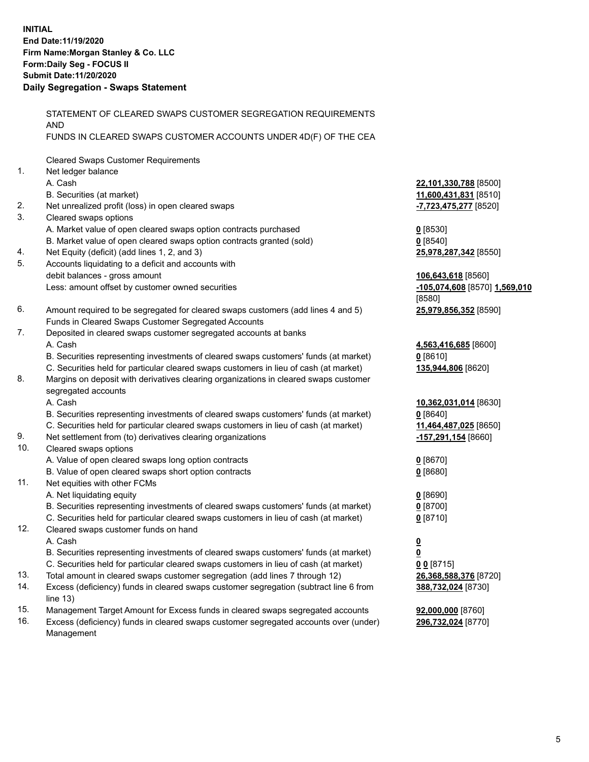**INITIAL**
**End Date:11/19/2020**
**Firm Name:Morgan Stanley & Co. LLC**
**Form:Daily Seg - FOCUS II**
**Submit Date:11/20/2020**
**Daily Segregation - Swaps Statement**

STATEMENT OF CLEARED SWAPS CUSTOMER SEGREGATION REQUIREMENTS AND FUNDS IN CLEARED SWAPS CUSTOMER ACCOUNTS UNDER 4D(F) OF THE CEA

| | | |
|---|---|---|
| | Cleared Swaps Customer Requirements | |
| 1. | Net ledger balance | |
| | A. Cash | **22,101,330,788** [8500] |
| | B. Securities (at market) | **11,600,431,831** [8510] |
| 2. | Net unrealized profit (loss) in open cleared swaps | **-7,723,475,277** [8520] |
| 3. | Cleared swaps options | |
| | A. Market value of open cleared swaps option contracts purchased | **0** [8530] |
| | B. Market value of open cleared swaps option contracts granted (sold) | **0** [8540] |
| 4. | Net Equity (deficit) (add lines 1, 2, and 3) | **25,978,287,342** [8550] |
| 5. | Accounts liquidating to a deficit and accounts with debit balances - gross amount | **106,643,618** [8560] |
| | Less: amount offset by customer owned securities | **-105,074,608** [8570] **1,569,010** [8580] |
| 6. | Amount required to be segregated for cleared swaps customers (add lines 4 and 5) | **25,979,856,352** [8590] |
| | Funds in Cleared Swaps Customer Segregated Accounts | |
| 7. | Deposited in cleared swaps customer segregated accounts at banks | |
| | A. Cash | **4,563,416,685** [8600] |
| | B. Securities representing investments of cleared swaps customers' funds (at market) | **0** [8610] |
| | C. Securities held for particular cleared swaps customers in lieu of cash (at market) | **135,944,806** [8620] |
| 8. | Margins on deposit with derivatives clearing organizations in cleared swaps customer segregated accounts | |
| | A. Cash | **10,362,031,014** [8630] |
| | B. Securities representing investments of cleared swaps customers' funds (at market) | **0** [8640] |
| | C. Securities held for particular cleared swaps customers in lieu of cash (at market) | **11,464,487,025** [8650] |
| 9. | Net settlement from (to) derivatives clearing organizations | **-157,291,154** [8660] |
| 10. | Cleared swaps options | |
| | A. Value of open cleared swaps long option contracts | **0** [8670] |
| | B. Value of open cleared swaps short option contracts | **0** [8680] |
| 11. | Net equities with other FCMs | |
| | A. Net liquidating equity | **0** [8690] |
| | B. Securities representing investments of cleared swaps customers' funds (at market) | **0** [8700] |
| | C. Securities held for particular cleared swaps customers in lieu of cash (at market) | **0** [8710] |
| 12. | Cleared swaps customer funds on hand | |
| | A. Cash | **0** |
| | B. Securities representing investments of cleared swaps customers' funds (at market) | **0** |
| | C. Securities held for particular cleared swaps customers in lieu of cash (at market) | **0** **0** [8715] |
| 13. | Total amount in cleared swaps customer segregation (add lines 7 through 12) | **26,368,588,376** [8720] |
| 14. | Excess (deficiency) funds in cleared swaps customer segregation (subtract line 6 from line 13) | **388,732,024** [8730] |
| 15. | Management Target Amount for Excess funds in cleared swaps segregated accounts | **92,000,000** [8760] |
| 16. | Excess (deficiency) funds in cleared swaps customer segregated accounts over (under) Management | **296,732,024** [8770] |